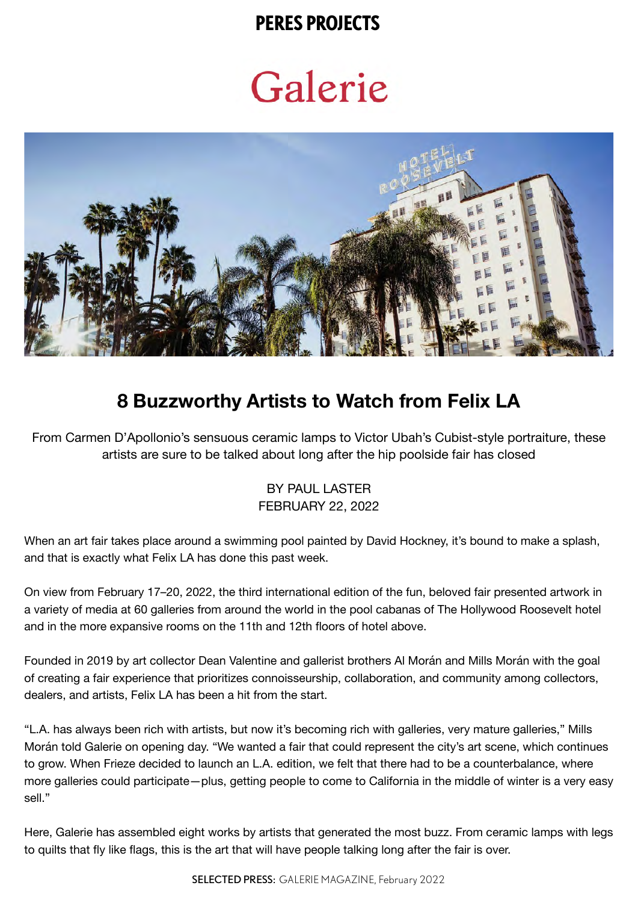**PERES PROJECTS**

Galerie

# 8 Buzzworthy Artists to Watch from Felix LA

From Carmen D'Apollonio's sensuous ceramic lamps to Victor Ubah's Cubist-style portraiture, these artists are sure to be talked about long after the hip poolside fair has closed

BY PAUL LASTER
FEBRUARY 22, 2022

When an art fair takes place around a swimming pool painted by David Hockney, it's bound to make a splash, and that is exactly what Felix LA has done this past week.

On view from February 17–20, 2022, the third international edition of the fun, beloved fair presented artwork in a variety of media at 60 galleries from around the world in the pool cabanas of The Hollywood Roosevelt hotel and in the more expansive rooms on the 11th and 12th floors of hotel above.

Founded in 2019 by art collector Dean Valentine and gallerist brothers Al Morán and Mills Morán with the goal of creating a fair experience that prioritizes connoisseurship, collaboration, and community among collectors, dealers, and artists, Felix LA has been a hit from the start.

"L.A. has always been rich with artists, but now it's becoming rich with galleries, very mature galleries," Mills Morán told Galerie on opening day. "We wanted a fair that could represent the city's art scene, which continues to grow. When Frieze decided to launch an L.A. edition, we felt that there had to be a counterbalance, where more galleries could participate—plus, getting people to come to California in the middle of winter is a very easy sell."

Here, Galerie has assembled eight works by artists that generated the most buzz. From ceramic lamps with legs to quilts that fly like flags, this is the art that will have people talking long after the fair is over.

**SELECTED PRESS:** GALERIE MAGAZINE, February 2022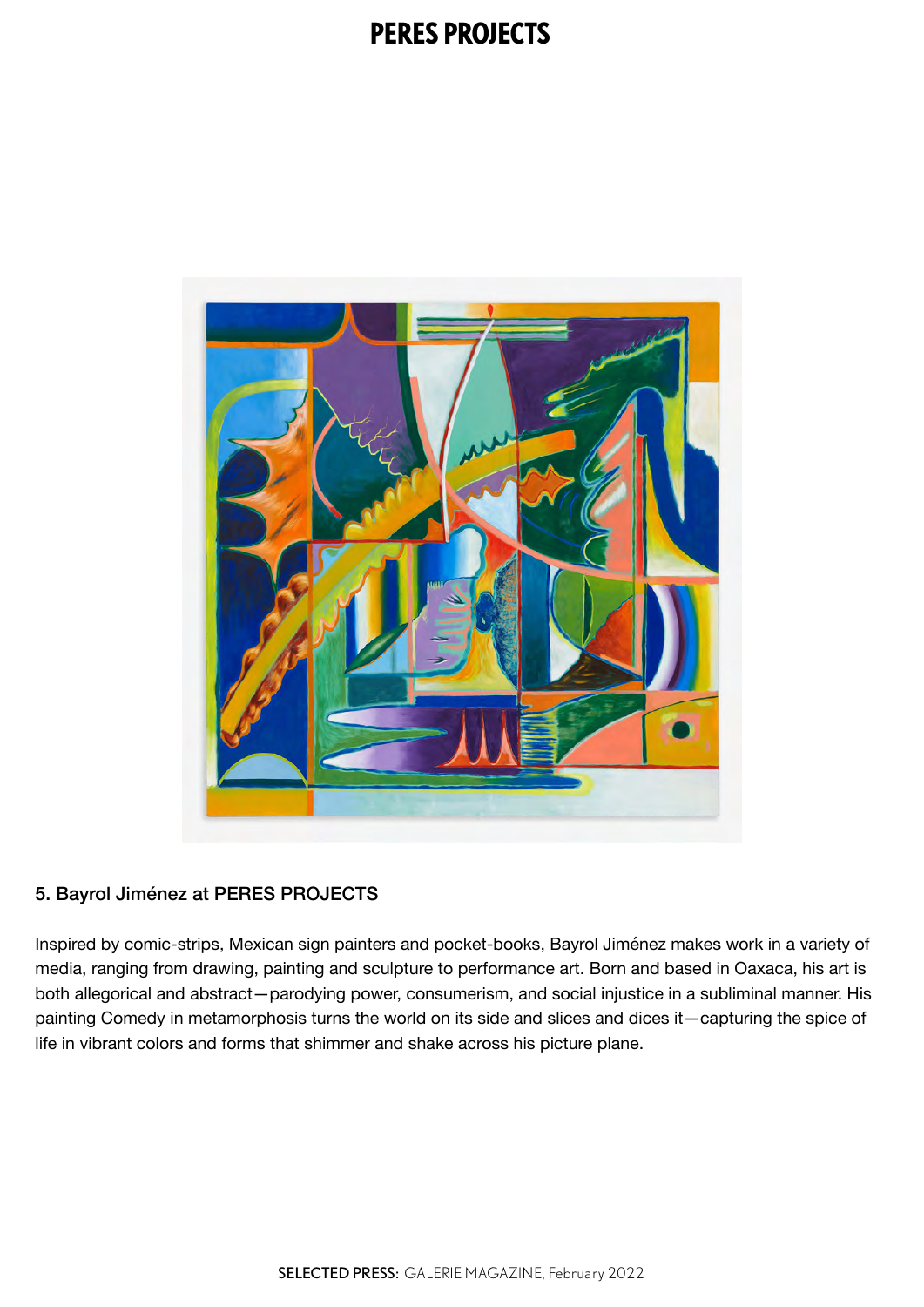### 5. Bayrol Jiménez at PERES PROJECTS

Inspired by comic-strips, Mexican sign painters and pocket-books, Bayrol Jiménez makes work in a variety of media, ranging from drawing, painting and sculpture to performance art. Born and based in Oaxaca, his art is both allegorical and abstract—parodying power, consumerism, and social injustice in a subliminal manner. His painting Comedy in metamorphosis turns the world on its side and slices and dices it—capturing the spice of life in vibrant colors and forms that shimmer and shake across his picture plane.